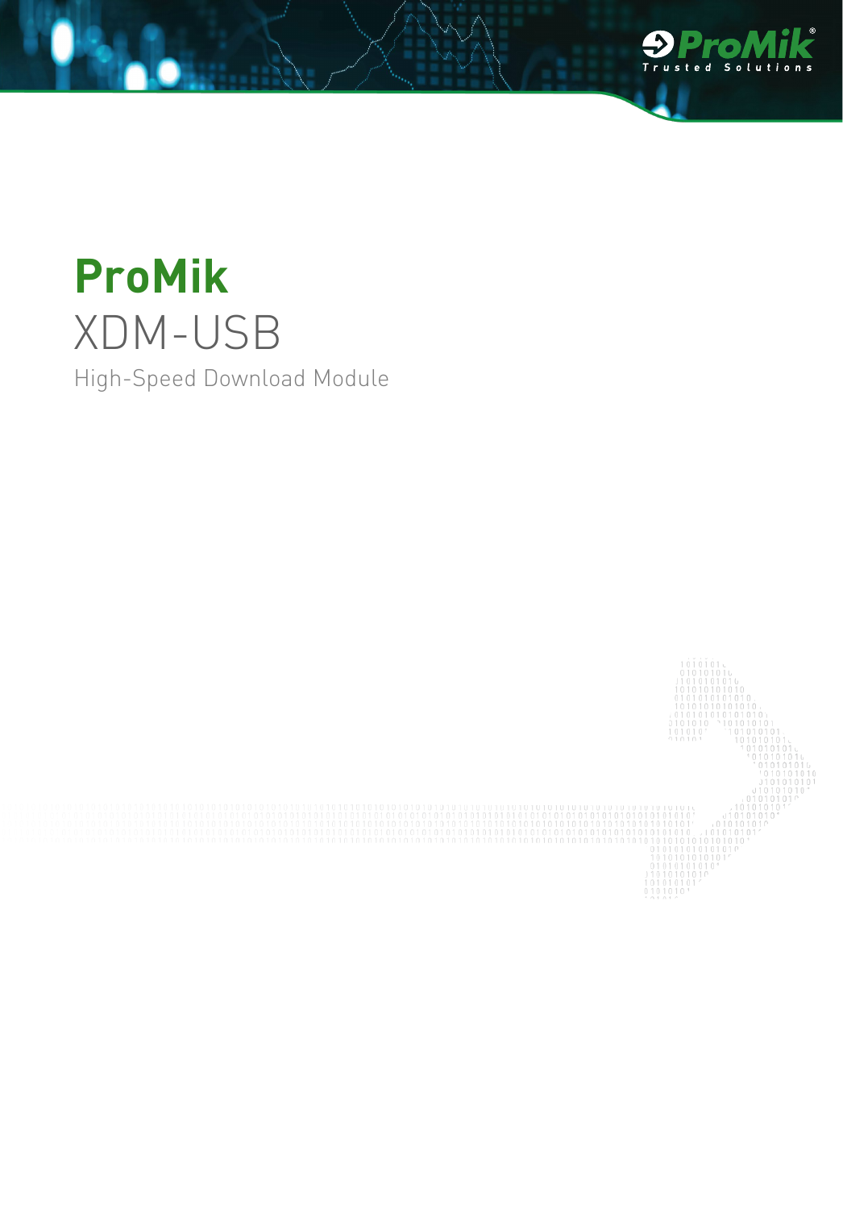# ProMik

## XDM-USB

High-Speed Download Module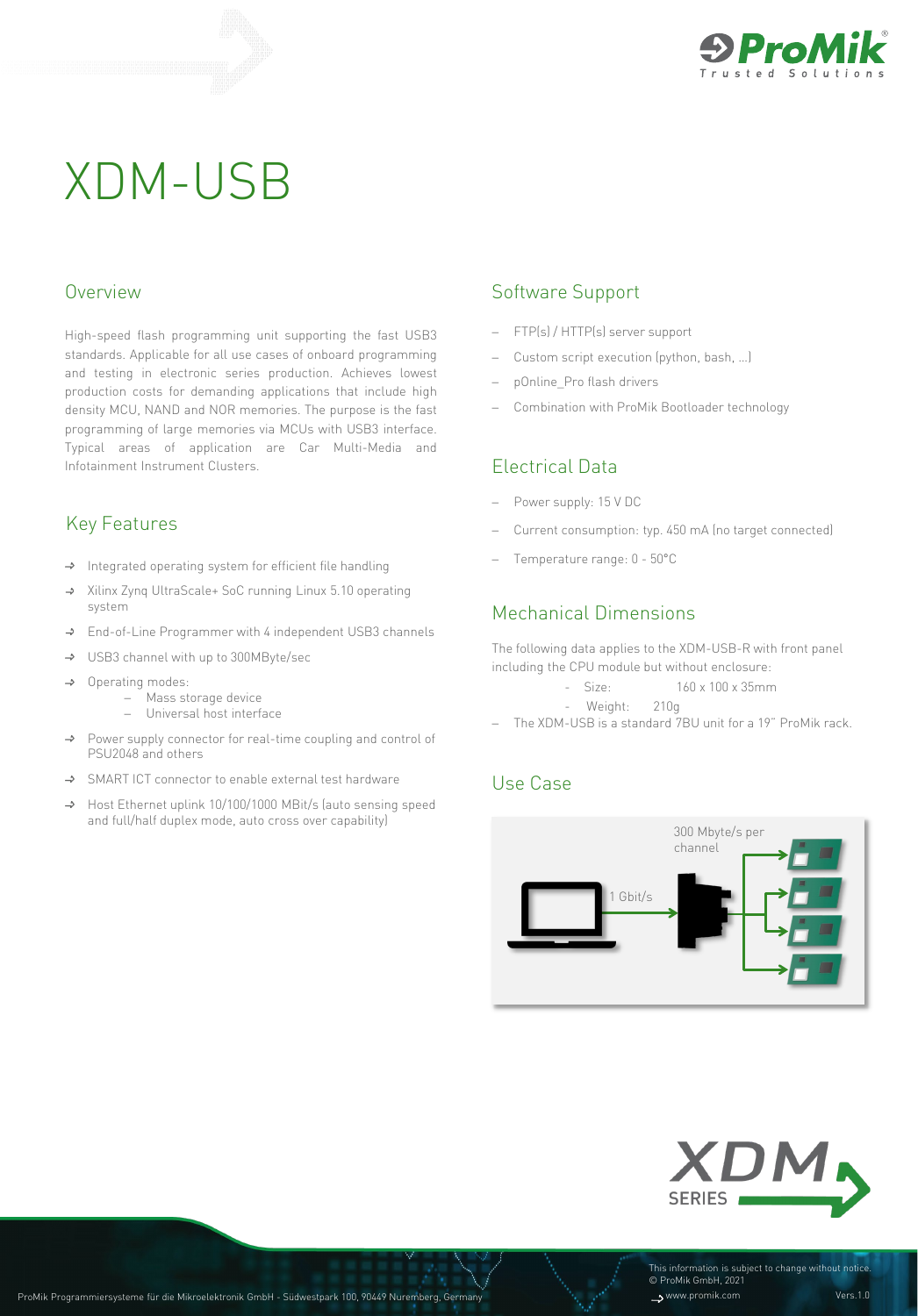# XDM-USB

## Overview

High-speed flash programming unit supporting the fast USB3 standards. Applicable for all use cases of onboard programming and testing in electronic series production. Achieves lowest production costs for demanding applications that include high density MCU, NAND and NOR memories. The purpose is the fast programming of large memories via MCUs with USB3 interface. Typical areas of application are Car Multi-Media and Infotainment Instrument Clusters.

## Key Features

- Integrated operating system for efficient file handling
- Xilinx Zynq UltraScale+ SoC running Linux 5.10 operating system
- End-of-Line Programmer with 4 independent USB3 channels
- USB3 channel with up to 300MByte/sec
- Operating modes:
  - Mass storage device
  - Universal host interface
- Power supply connector for real-time coupling and control of PSU2048 and others
- SMART ICT connector to enable external test hardware
- Host Ethernet uplink 10/100/1000 MBit/s (auto sensing speed and full/half duplex mode, auto cross over capability)

## Software Support

- FTP(s) / HTTP(s) server support
- Custom script execution (python, bash, ...)
- pOnline_Pro flash drivers
- Combination with ProMik Bootloader technology

## Electrical Data

- Power supply: 15 V DC
- Current consumption: typ. 450 mA (no target connected)
- Temperature range: 0 - 50°C

## Mechanical Dimensions

The following data applies to the XDM-USB-R with front panel including the CPU module but without enclosure:

- Size: 160 x 100 x 35mm
- Weight: 210g

- The XDM-USB is a standard 7BU unit for a 19" ProMik rack.

## Use Case

300 Mbyte/s per channel

1 Gbit/s

ProMik Programmiersysteme für die Mikroelektronik GmbH - Südwestpark 100, 90449 Nuremberg, Germany

This information is subject to change without notice.
© ProMik GmbH, 2021
www.promik.com
Vers.1.0